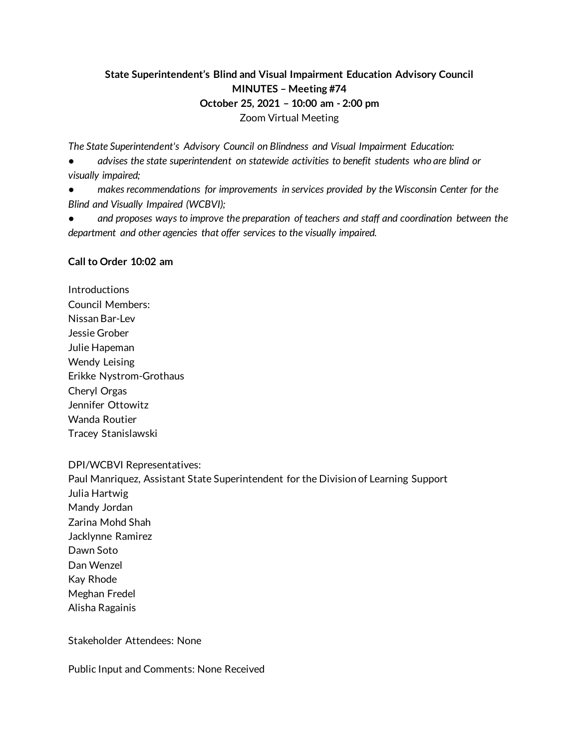**State Superintendent's Blind and Visual Impairment Education Advisory Council**
**MINUTES – Meeting #74**
**October 25, 2021 – 10:00 am - 2:00 pm**
Zoom Virtual Meeting

*The State Superintendent's Advisory Council on Blindness and Visual Impairment Education:*

- *advises the state superintendent on statewide activities to benefit students who are blind or visually impaired;*
- *makes recommendations for improvements in services provided by the Wisconsin Center for the Blind and Visually Impaired (WCBVI);*
- *and proposes ways to improve the preparation of teachers and staff and coordination between the department and other agencies that offer services to the visually impaired.*

**Call to Order 10:02 am**

Introductions
Council Members:
Nissan Bar-Lev
Jessie Grober
Julie Hapeman
Wendy Leising
Erikke Nystrom-Grothaus
Cheryl Orgas
Jennifer Ottowitz
Wanda Routier
Tracey Stanislawski

DPI/WCBVI Representatives:
Paul Manriquez, Assistant State Superintendent for the Division of Learning Support
Julia Hartwig
Mandy Jordan
Zarina Mohd Shah
Jacklynne Ramirez
Dawn Soto
Dan Wenzel
Kay Rhode
Meghan Fredel
Alisha Ragainis

Stakeholder Attendees: None

Public Input and Comments: None Received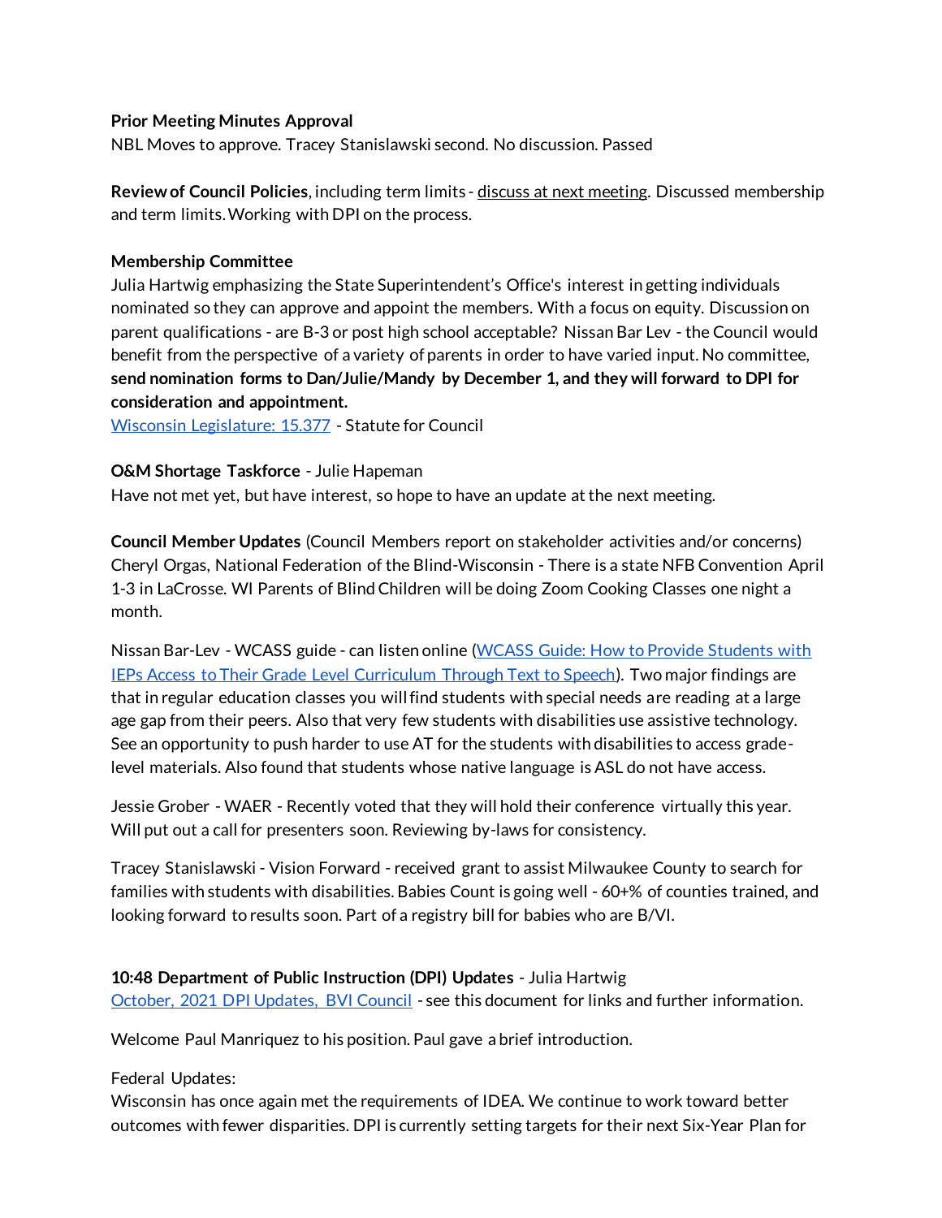**Prior Meeting Minutes Approval**
NBL Moves to approve. Tracey Stanislawski second. No discussion. Passed

**Review of Council Policies**, including term limits - discuss at next meeting. Discussed membership and term limits. Working with DPI on the process.

**Membership Committee**
Julia Hartwig emphasizing the State Superintendent's Office's interest in getting individuals nominated so they can approve and appoint the members. With a focus on equity. Discussion on parent qualifications - are B-3 or post high school acceptable? Nissan Bar Lev - the Council would benefit from the perspective of a variety of parents in order to have varied input. No committee, **send nomination forms to Dan/Julie/Mandy by December 1, and they will forward to DPI for consideration and appointment.**
Wisconsin Legislature: 15.377 - Statute for Council

**O&M Shortage Taskforce** - Julie Hapeman
Have not met yet, but have interest, so hope to have an update at the next meeting.

**Council Member Updates** (Council Members report on stakeholder activities and/or concerns)
Cheryl Orgas, National Federation of the Blind-Wisconsin - There is a state NFB Convention April 1-3 in LaCrosse. WI Parents of Blind Children will be doing Zoom Cooking Classes one night a month.

Nissan Bar-Lev - WCASS guide - can listen online (WCASS Guide: How to Provide Students with IEPs Access to Their Grade Level Curriculum Through Text to Speech). Two major findings are that in regular education classes you will find students with special needs are reading at a large age gap from their peers. Also that very few students with disabilities use assistive technology. See an opportunity to push harder to use AT for the students with disabilities to access grade-level materials. Also found that students whose native language is ASL do not have access.

Jessie Grober - WAER - Recently voted that they will hold their conference virtually this year. Will put out a call for presenters soon. Reviewing by-laws for consistency.

Tracey Stanislawski - Vision Forward - received grant to assist Milwaukee County to search for families with students with disabilities. Babies Count is going well - 60+% of counties trained, and looking forward to results soon. Part of a registry bill for babies who are B/VI.

**10:48 Department of Public Instruction (DPI) Updates** - Julia Hartwig
October, 2021 DPI Updates, BVI Council - see this document for links and further information.

Welcome Paul Manriquez to his position. Paul gave a brief introduction.

Federal Updates:
Wisconsin has once again met the requirements of IDEA. We continue to work toward better outcomes with fewer disparities. DPI is currently setting targets for their next Six-Year Plan for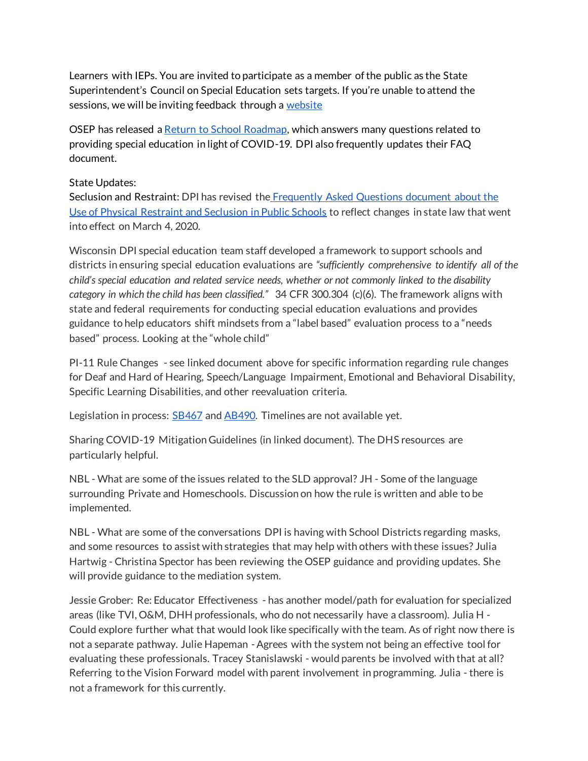Learners with IEPs. You are invited to participate as a member of the public as the State Superintendent's Council on Special Education sets targets. If you're unable to attend the sessions, we will be inviting feedback through a website

OSEP has released a Return to School Roadmap, which answers many questions related to providing special education in light of COVID-19. DPI also frequently updates their FAQ document.

State Updates:
Seclusion and Restraint: DPI has revised the Frequently Asked Questions document about the Use of Physical Restraint and Seclusion in Public Schools to reflect changes in state law that went into effect on March 4, 2020.

Wisconsin DPI special education team staff developed a framework to support schools and districts in ensuring special education evaluations are *"sufficiently comprehensive to identify all of the child's special education and related service needs, whether or not commonly linked to the disability category in which the child has been classified."* 34 CFR 300.304 (c)(6). The framework aligns with state and federal requirements for conducting special education evaluations and provides guidance to help educators shift mindsets from a "label based" evaluation process to a "needs based" process. Looking at the "whole child"

PI-11 Rule Changes - see linked document above for specific information regarding rule changes for Deaf and Hard of Hearing, Speech/Language Impairment, Emotional and Behavioral Disability, Specific Learning Disabilities, and other reevaluation criteria.

Legislation in process: SB467 and AB490. Timelines are not available yet.

Sharing COVID-19 Mitigation Guidelines (in linked document). The DHS resources are particularly helpful.

NBL - What are some of the issues related to the SLD approval? JH - Some of the language surrounding Private and Homeschools. Discussion on how the rule is written and able to be implemented.

NBL - What are some of the conversations DPI is having with School Districts regarding masks, and some resources to assist with strategies that may help with others with these issues? Julia Hartwig - Christina Spector has been reviewing the OSEP guidance and providing updates. She will provide guidance to the mediation system.

Jessie Grober: Re: Educator Effectiveness - has another model/path for evaluation for specialized areas (like TVI, O&M, DHH professionals, who do not necessarily have a classroom). Julia H - Could explore further what that would look like specifically with the team. As of right now there is not a separate pathway. Julie Hapeman - Agrees with the system not being an effective tool for evaluating these professionals. Tracey Stanislawski - would parents be involved with that at all? Referring to the Vision Forward model with parent involvement in programming. Julia - there is not a framework for this currently.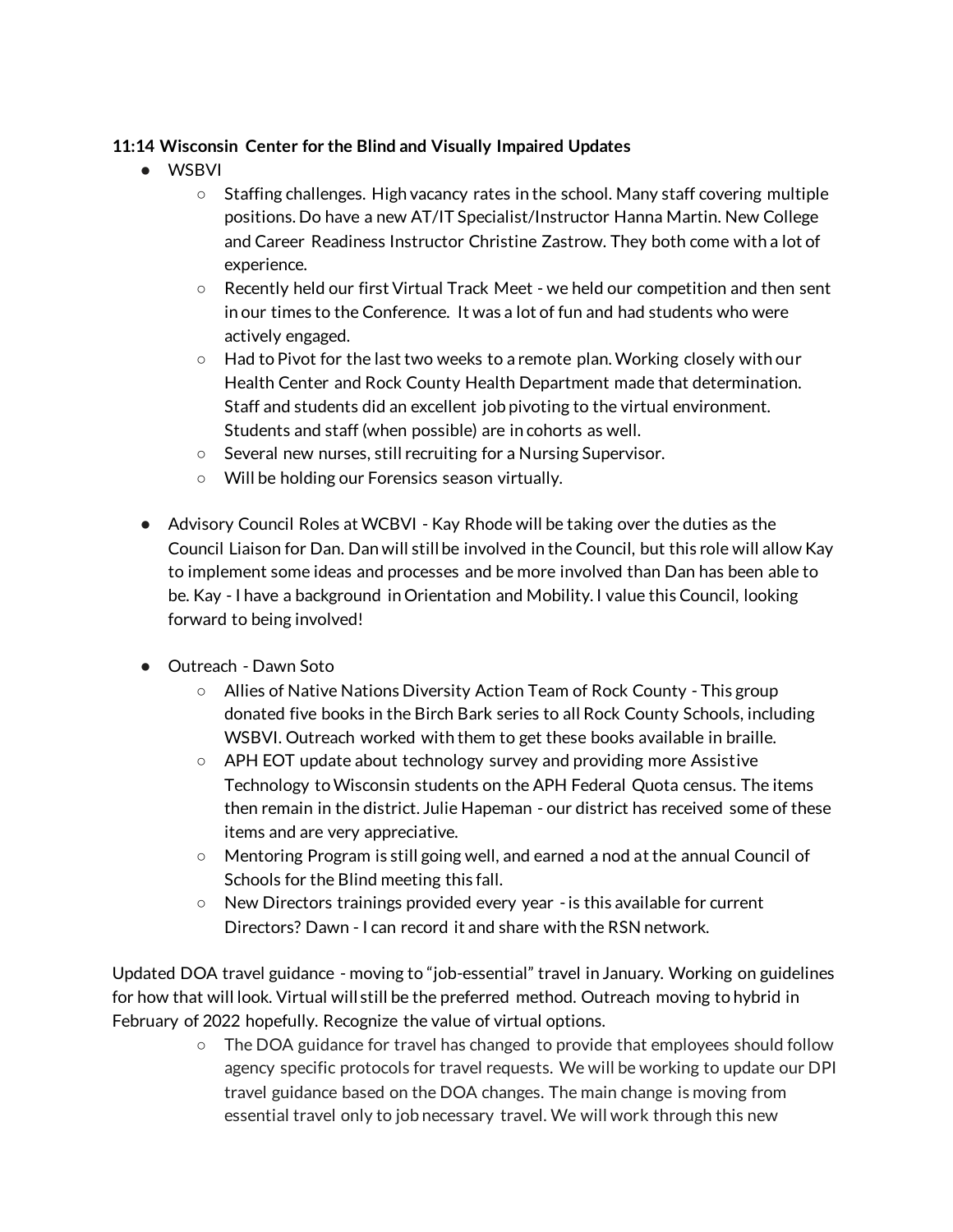**11:14 Wisconsin Center for the Blind and Visually Impaired Updates**

- WSBVI
  - Staffing challenges. High vacancy rates in the school. Many staff covering multiple positions. Do have a new AT/IT Specialist/Instructor Hanna Martin. New College and Career Readiness Instructor Christine Zastrow. They both come with a lot of experience.
  - Recently held our first Virtual Track Meet - we held our competition and then sent in our times to the Conference. It was a lot of fun and had students who were actively engaged.
  - Had to Pivot for the last two weeks to a remote plan. Working closely with our Health Center and Rock County Health Department made that determination. Staff and students did an excellent job pivoting to the virtual environment. Students and staff (when possible) are in cohorts as well.
  - Several new nurses, still recruiting for a Nursing Supervisor.
  - Will be holding our Forensics season virtually.

- Advisory Council Roles at WCBVI - Kay Rhode will be taking over the duties as the Council Liaison for Dan. Dan will still be involved in the Council, but this role will allow Kay to implement some ideas and processes and be more involved than Dan has been able to be. Kay - I have a background in Orientation and Mobility. I value this Council, looking forward to being involved!

- Outreach - Dawn Soto
  - Allies of Native Nations Diversity Action Team of Rock County - This group donated five books in the Birch Bark series to all Rock County Schools, including WSBVI. Outreach worked with them to get these books available in braille.
  - APH EOT update about technology survey and providing more Assistive Technology to Wisconsin students on the APH Federal Quota census. The items then remain in the district. Julie Hapeman - our district has received some of these items and are very appreciative.
  - Mentoring Program is still going well, and earned a nod at the annual Council of Schools for the Blind meeting this fall.
  - New Directors trainings provided every year - is this available for current Directors? Dawn - I can record it and share with the RSN network.

Updated DOA travel guidance - moving to "job-essential" travel in January. Working on guidelines for how that will look. Virtual will still be the preferred method. Outreach moving to hybrid in February of 2022 hopefully. Recognize the value of virtual options.

  - The DOA guidance for travel has changed to provide that employees should follow agency specific protocols for travel requests. We will be working to update our DPI travel guidance based on the DOA changes. The main change is moving from essential travel only to job necessary travel. We will work through this new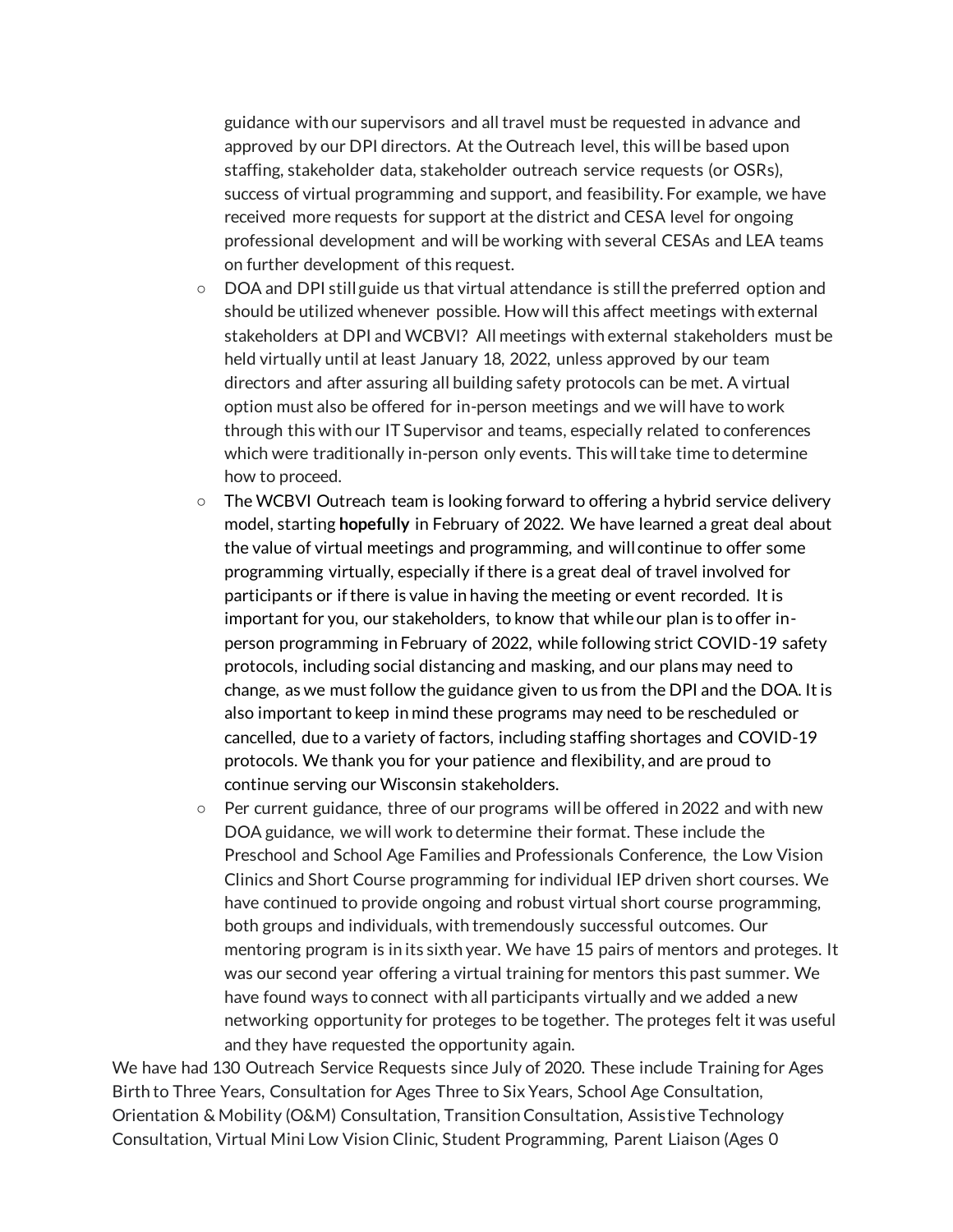guidance with our supervisors and all travel must be requested in advance and approved by our DPI directors. At the Outreach level, this will be based upon staffing, stakeholder data, stakeholder outreach service requests (or OSRs), success of virtual programming and support, and feasibility. For example, we have received more requests for support at the district and CESA level for ongoing professional development and will be working with several CESAs and LEA teams on further development of this request.

- DOA and DPI still guide us that virtual attendance is still the preferred option and should be utilized whenever possible. How will this affect meetings with external stakeholders at DPI and WCBVI? All meetings with external stakeholders must be held virtually until at least January 18, 2022, unless approved by our team directors and after assuring all building safety protocols can be met. A virtual option must also be offered for in-person meetings and we will have to work through this with our IT Supervisor and teams, especially related to conferences which were traditionally in-person only events. This will take time to determine how to proceed.
- The WCBVI Outreach team is looking forward to offering a hybrid service delivery model, starting **hopefully** in February of 2022. We have learned a great deal about the value of virtual meetings and programming, and will continue to offer some programming virtually, especially if there is a great deal of travel involved for participants or if there is value in having the meeting or event recorded. It is important for you, our stakeholders, to know that while our plan is to offer in-person programming in February of 2022, while following strict COVID-19 safety protocols, including social distancing and masking, and our plans may need to change, as we must follow the guidance given to us from the DPI and the DOA. It is also important to keep in mind these programs may need to be rescheduled or cancelled, due to a variety of factors, including staffing shortages and COVID-19 protocols. We thank you for your patience and flexibility, and are proud to continue serving our Wisconsin stakeholders.
- Per current guidance, three of our programs will be offered in 2022 and with new DOA guidance, we will work to determine their format. These include the Preschool and School Age Families and Professionals Conference, the Low Vision Clinics and Short Course programming for individual IEP driven short courses. We have continued to provide ongoing and robust virtual short course programming, both groups and individuals, with tremendously successful outcomes. Our mentoring program is in its sixth year. We have 15 pairs of mentors and proteges. It was our second year offering a virtual training for mentors this past summer. We have found ways to connect with all participants virtually and we added a new networking opportunity for proteges to be together. The proteges felt it was useful and they have requested the opportunity again.

We have had 130 Outreach Service Requests since July of 2020. These include Training for Ages Birth to Three Years, Consultation for Ages Three to Six Years, School Age Consultation, Orientation & Mobility (O&M) Consultation, Transition Consultation, Assistive Technology Consultation, Virtual Mini Low Vision Clinic, Student Programming, Parent Liaison (Ages 0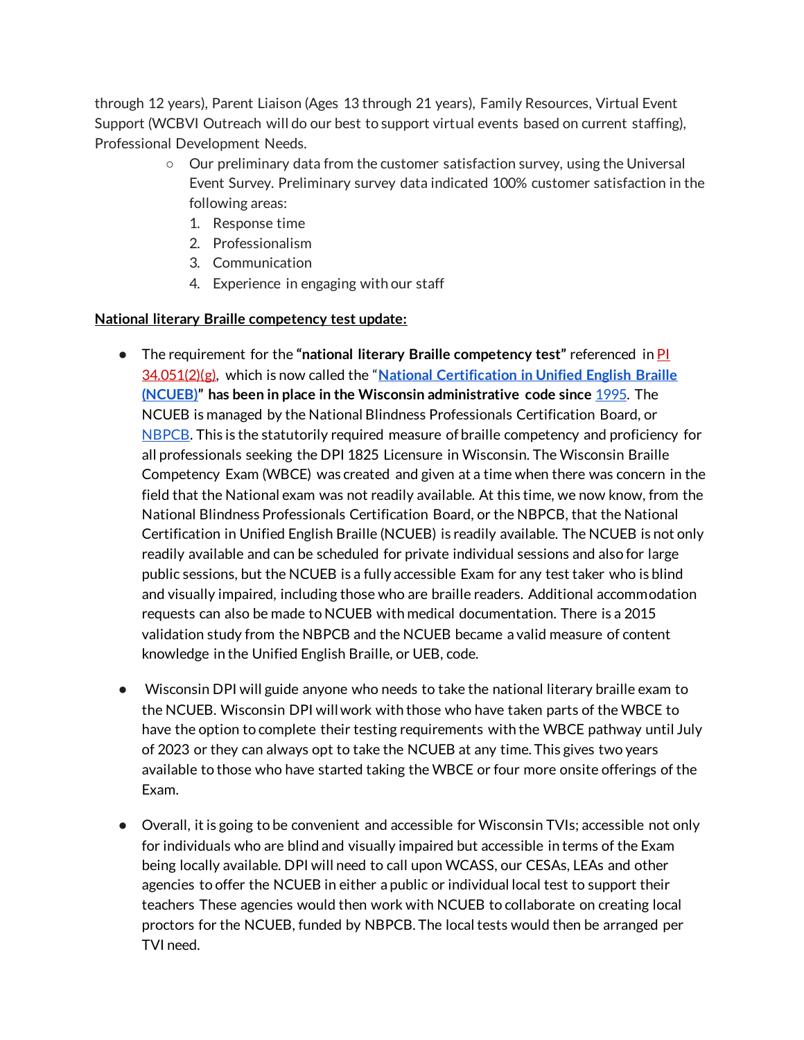through 12 years), Parent Liaison (Ages 13 through 21 years), Family Resources, Virtual Event Support (WCBVI Outreach will do our best to support virtual events based on current staffing), Professional Development Needs.

- Our preliminary data from the customer satisfaction survey, using the Universal Event Survey. Preliminary survey data indicated 100% customer satisfaction in the following areas:
  1. Response time
  2. Professionalism
  3. Communication
  4. Experience in engaging with our staff

**National literary Braille competency test update:**

- The requirement for the **"national literary Braille competency test"** referenced in PI 34.051(2)(g), which is now called the "**National Certification in Unified English Braille (NCUEB)" has been in place in the Wisconsin administrative code since** 1995. The NCUEB is managed by the National Blindness Professionals Certification Board, or NBPCB. This is the statutorily required measure of braille competency and proficiency for all professionals seeking the DPI 1825 Licensure in Wisconsin. The Wisconsin Braille Competency Exam (WBCE) was created and given at a time when there was concern in the field that the National exam was not readily available. At this time, we now know, from the National Blindness Professionals Certification Board, or the NBPCB, that the National Certification in Unified English Braille (NCUEB) is readily available. The NCUEB is not only readily available and can be scheduled for private individual sessions and also for large public sessions, but the NCUEB is a fully accessible Exam for any test taker who is blind and visually impaired, including those who are braille readers. Additional accommodation requests can also be made to NCUEB with medical documentation. There is a 2015 validation study from the NBPCB and the NCUEB became a valid measure of content knowledge in the Unified English Braille, or UEB, code.

- Wisconsin DPI will guide anyone who needs to take the national literary braille exam to the NCUEB. Wisconsin DPI will work with those who have taken parts of the WBCE to have the option to complete their testing requirements with the WBCE pathway until July of 2023 or they can always opt to take the NCUEB at any time. This gives two years available to those who have started taking the WBCE or four more onsite offerings of the Exam.

- Overall, it is going to be convenient and accessible for Wisconsin TVIs; accessible not only for individuals who are blind and visually impaired but accessible in terms of the Exam being locally available. DPI will need to call upon WCASS, our CESAs, LEAs and other agencies to offer the NCUEB in either a public or individual local test to support their teachers These agencies would then work with NCUEB to collaborate on creating local proctors for the NCUEB, funded by NBPCB. The local tests would then be arranged per TVI need.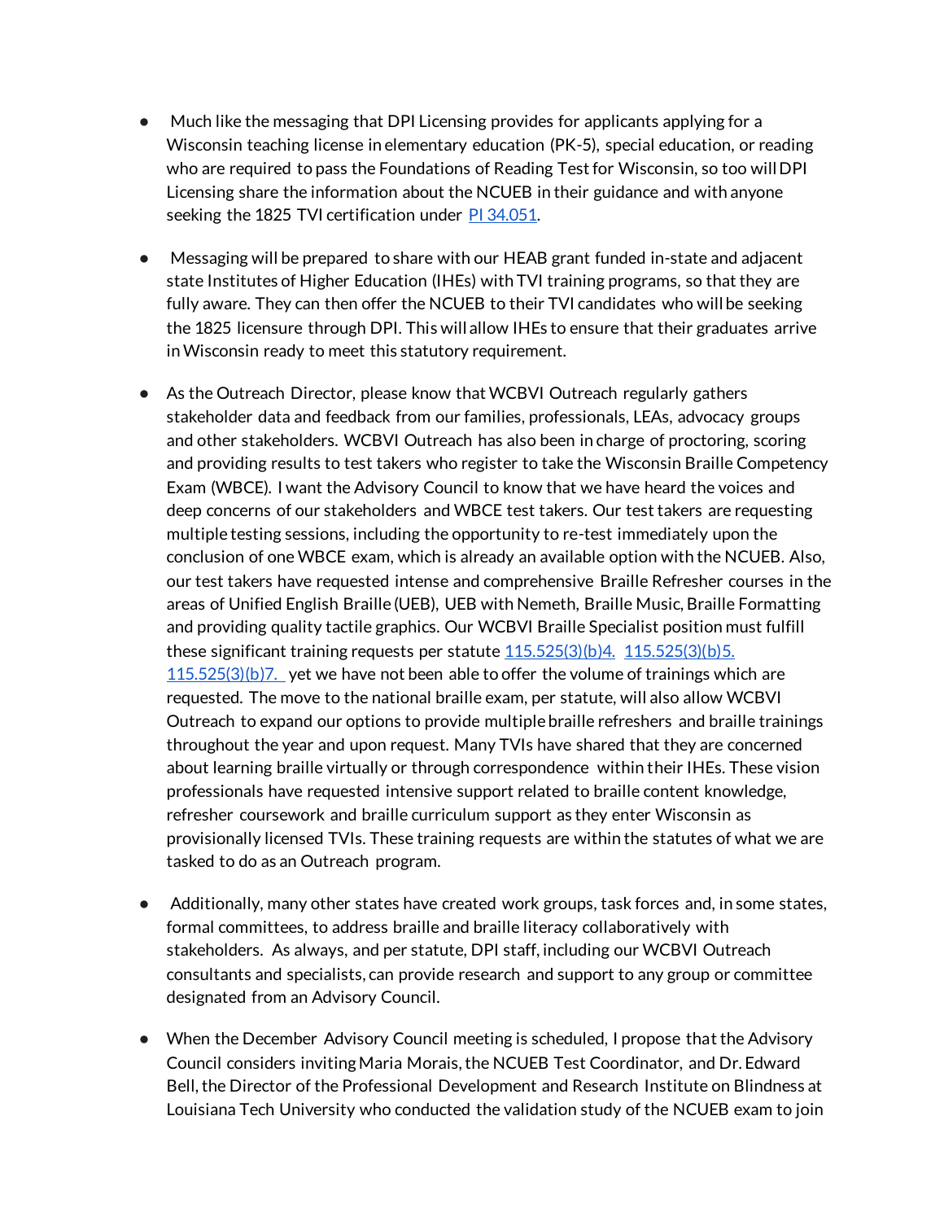- Much like the messaging that DPI Licensing provides for applicants applying for a Wisconsin teaching license in elementary education (PK-5), special education, or reading who are required to pass the Foundations of Reading Test for Wisconsin, so too will DPI Licensing share the information about the NCUEB in their guidance and with anyone seeking the 1825 TVI certification under PI 34.051.

- Messaging will be prepared to share with our HEAB grant funded in-state and adjacent state Institutes of Higher Education (IHEs) with TVI training programs, so that they are fully aware. They can then offer the NCUEB to their TVI candidates who will be seeking the 1825 licensure through DPI. This will allow IHEs to ensure that their graduates arrive in Wisconsin ready to meet this statutory requirement.

- As the Outreach Director, please know that WCBVI Outreach regularly gathers stakeholder data and feedback from our families, professionals, LEAs, advocacy groups and other stakeholders. WCBVI Outreach has also been in charge of proctoring, scoring and providing results to test takers who register to take the Wisconsin Braille Competency Exam (WBCE). I want the Advisory Council to know that we have heard the voices and deep concerns of our stakeholders and WBCE test takers. Our test takers are requesting multiple testing sessions, including the opportunity to re-test immediately upon the conclusion of one WBCE exam, which is already an available option with the NCUEB. Also, our test takers have requested intense and comprehensive Braille Refresher courses in the areas of Unified English Braille (UEB), UEB with Nemeth, Braille Music, Braille Formatting and providing quality tactile graphics. Our WCBVI Braille Specialist position must fulfill these significant training requests per statute 115.525(3)(b)4. 115.525(3)(b)5. 115.525(3)(b)7. yet we have not been able to offer the volume of trainings which are requested. The move to the national braille exam, per statute, will also allow WCBVI Outreach to expand our options to provide multiple braille refreshers and braille trainings throughout the year and upon request. Many TVIs have shared that they are concerned about learning braille virtually or through correspondence within their IHEs. These vision professionals have requested intensive support related to braille content knowledge, refresher coursework and braille curriculum support as they enter Wisconsin as provisionally licensed TVIs. These training requests are within the statutes of what we are tasked to do as an Outreach program.

- Additionally, many other states have created work groups, task forces and, in some states, formal committees, to address braille and braille literacy collaboratively with stakeholders. As always, and per statute, DPI staff, including our WCBVI Outreach consultants and specialists, can provide research and support to any group or committee designated from an Advisory Council.

- When the December Advisory Council meeting is scheduled, I propose that the Advisory Council considers inviting Maria Morais, the NCUEB Test Coordinator, and Dr. Edward Bell, the Director of the Professional Development and Research Institute on Blindness at Louisiana Tech University who conducted the validation study of the NCUEB exam to join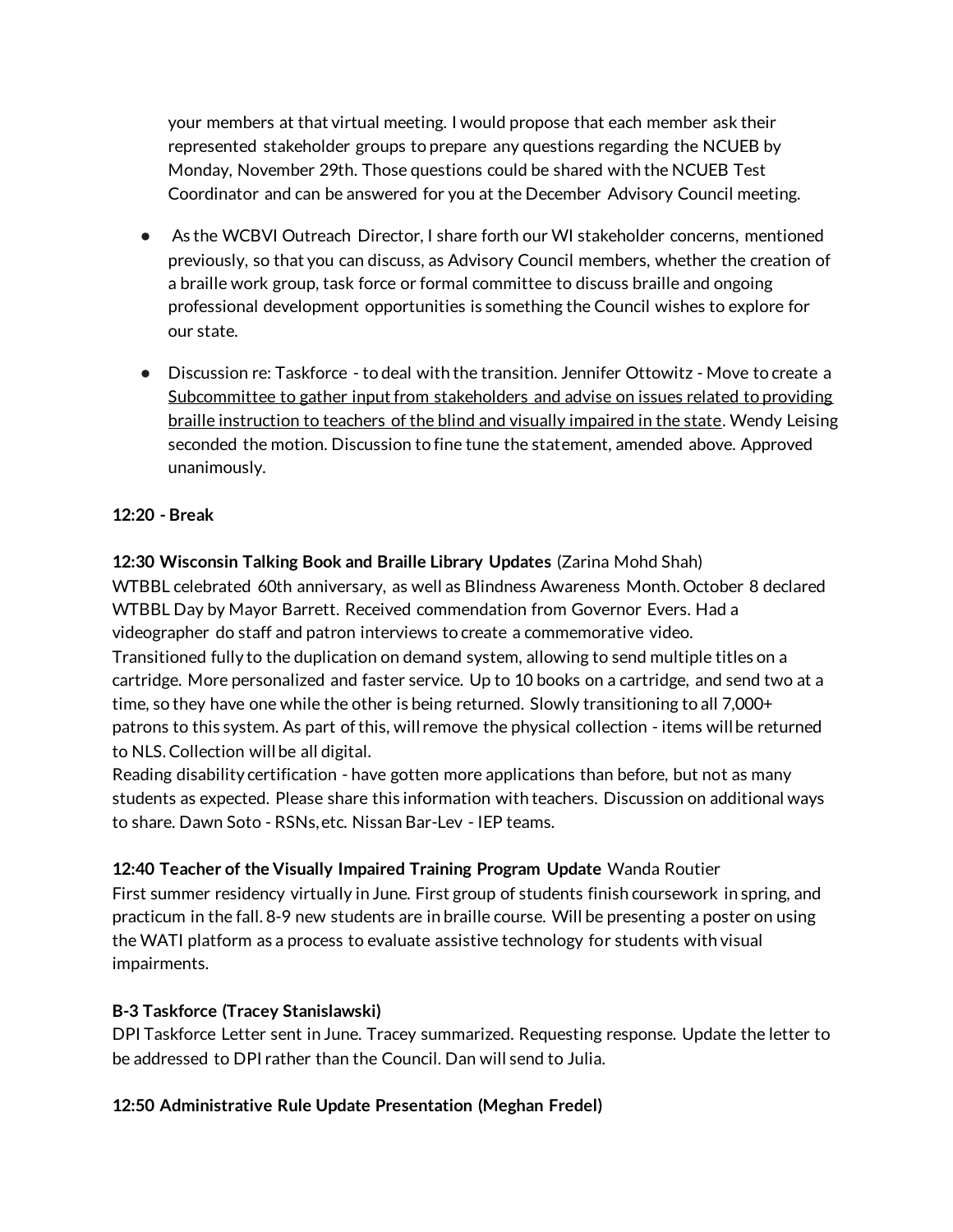your members at that virtual meeting. I would propose that each member ask their represented stakeholder groups to prepare any questions regarding the NCUEB by Monday, November 29th. Those questions could be shared with the NCUEB Test Coordinator and can be answered for you at the December Advisory Council meeting.

- As the WCBVI Outreach Director, I share forth our WI stakeholder concerns, mentioned previously, so that you can discuss, as Advisory Council members, whether the creation of a braille work group, task force or formal committee to discuss braille and ongoing professional development opportunities is something the Council wishes to explore for our state.
- Discussion re: Taskforce - to deal with the transition. Jennifer Ottowitz - Move to create a <u>Subcommittee to gather input from stakeholders and advise on issues related to providing braille instruction to teachers of the blind and visually impaired in the state</u>. Wendy Leising seconded the motion. Discussion to fine tune the statement, amended above. Approved unanimously.

**12:20 - Break**

**12:30 Wisconsin Talking Book and Braille Library Updates** (Zarina Mohd Shah)
WTBBL celebrated 60th anniversary, as well as Blindness Awareness Month. October 8 declared WTBBL Day by Mayor Barrett. Received commendation from Governor Evers. Had a videographer do staff and patron interviews to create a commemorative video.
Transitioned fully to the duplication on demand system, allowing to send multiple titles on a cartridge. More personalized and faster service. Up to 10 books on a cartridge, and send two at a time, so they have one while the other is being returned. Slowly transitioning to all 7,000+ patrons to this system. As part of this, will remove the physical collection - items will be returned to NLS. Collection will be all digital.
Reading disability certification - have gotten more applications than before, but not as many students as expected. Please share this information with teachers. Discussion on additional ways to share. Dawn Soto - RSNs, etc. Nissan Bar-Lev - IEP teams.

**12:40 Teacher of the Visually Impaired Training Program Update** Wanda Routier
First summer residency virtually in June. First group of students finish coursework in spring, and practicum in the fall. 8-9 new students are in braille course. Will be presenting a poster on using the WATI platform as a process to evaluate assistive technology for students with visual impairments.

**B-3 Taskforce (Tracey Stanislawski)**
DPI Taskforce Letter sent in June. Tracey summarized. Requesting response. Update the letter to be addressed to DPI rather than the Council. Dan will send to Julia.

**12:50 Administrative Rule Update Presentation (Meghan Fredel)**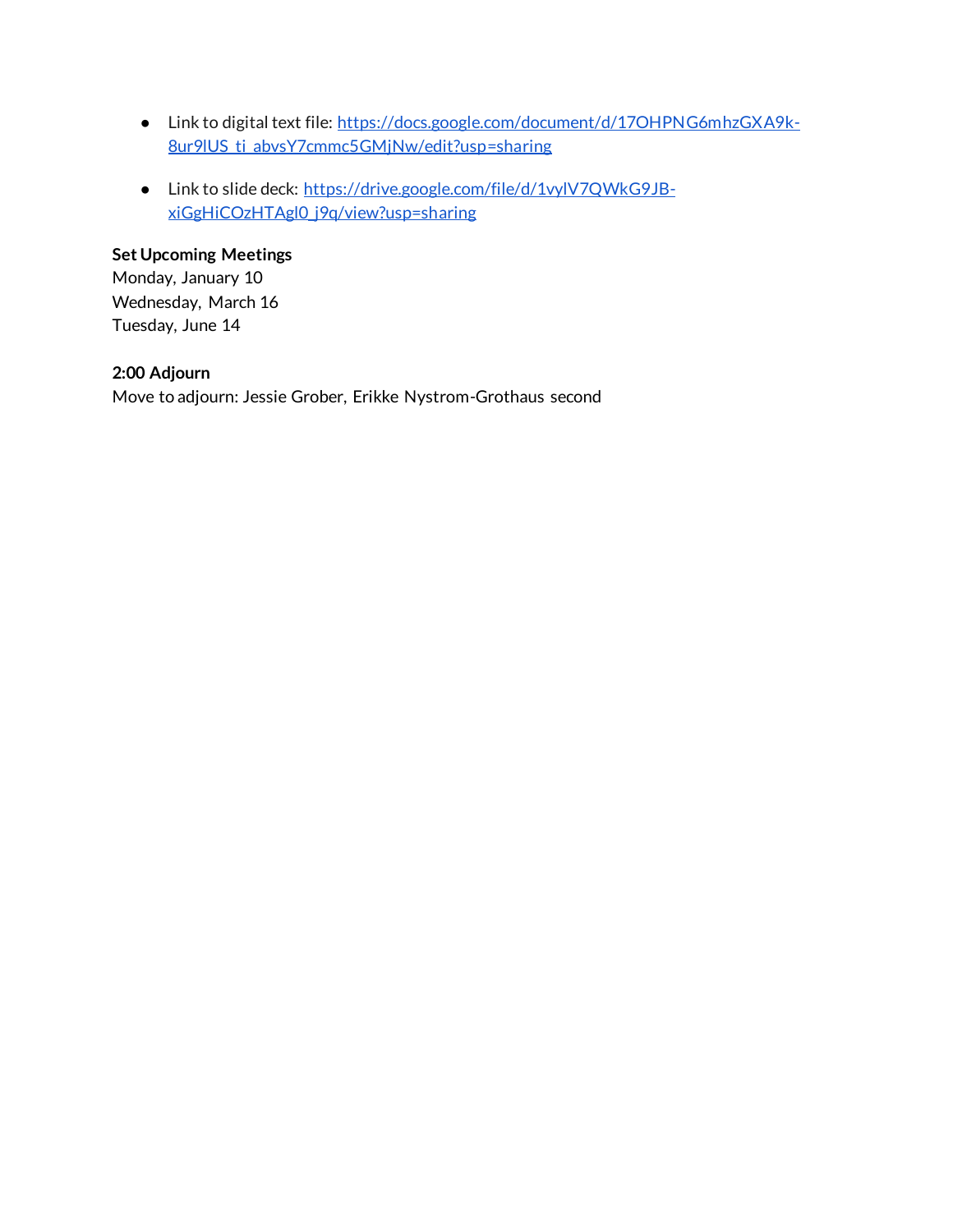- Link to digital text file: [https://docs.google.com/document/d/17OHPNG6mhzGXA9k-8ur9lUS_ti_abvsY7cmmc5GMjNw/edit?usp=sharing](https://docs.google.com/document/d/17OHPNG6mhzGXA9k-8ur9lUS_ti_abvsY7cmmc5GMjNw/edit?usp=sharing)

- Link to slide deck: [https://drive.google.com/file/d/1vylV7QWkG9JB-xiGgHiCOzHTAgl0_j9q/view?usp=sharing](https://drive.google.com/file/d/1vylV7QWkG9JB-xiGgHiCOzHTAgl0_j9q/view?usp=sharing)

**Set Upcoming Meetings**
Monday, January 10
Wednesday, March 16
Tuesday, June 14

**2:00 Adjourn**
Move to adjourn: Jessie Grober, Erikke Nystrom-Grothaus second